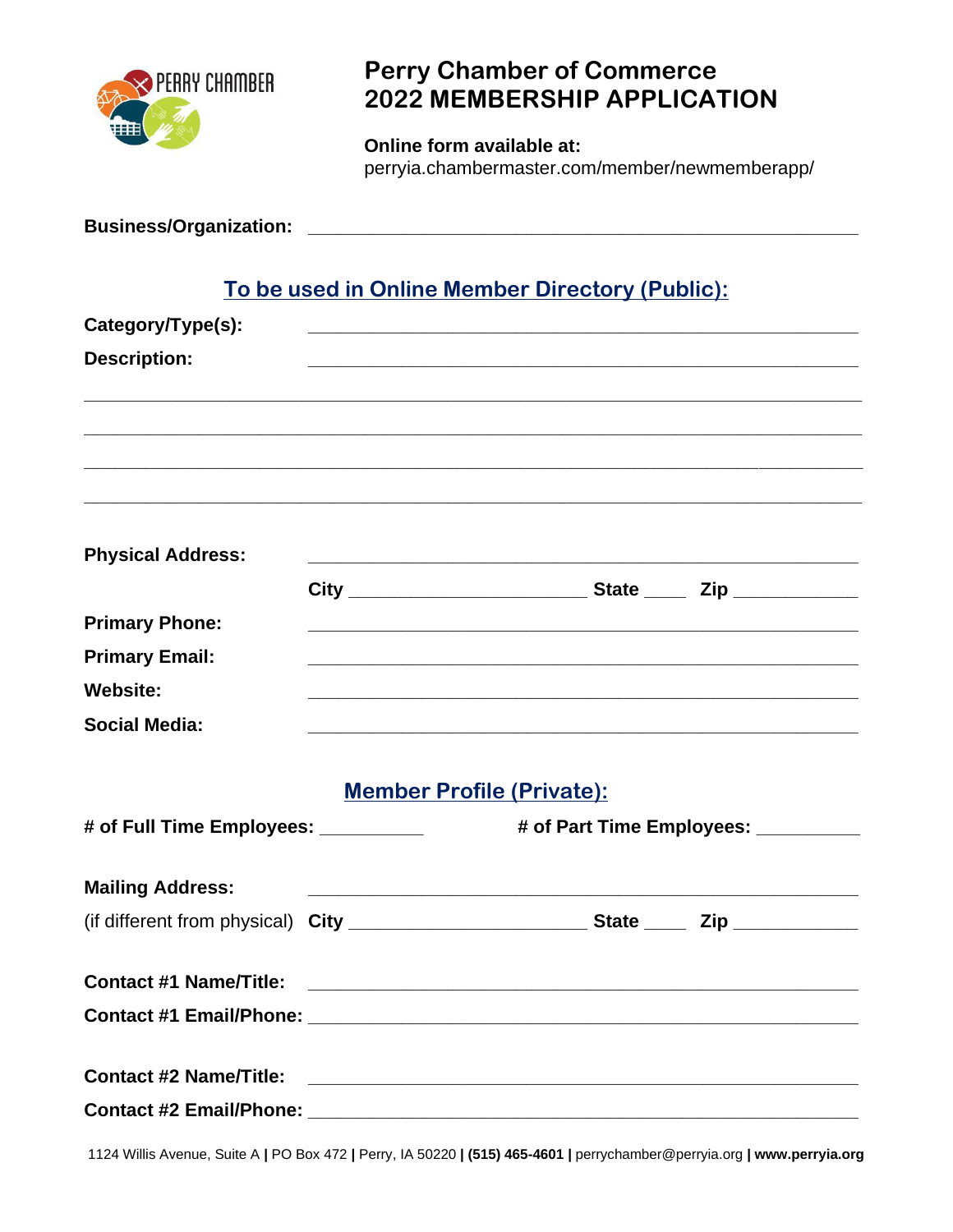# Perry Chamber of Commerce
# 2022 MEMBERSHIP APPLICATION

**Online form available at:**
perryia.chambermaster.com/member/newmemberapp/

**Business/Organization:** ____________________________________________________

## To be used in Online Member Directory (Public):

**Category/Type(s):** ____________________________________________________

**Description:** ____________________________________________________

______________________________________________________________________

______________________________________________________________________

______________________________________________________________________

______________________________________________________________________

**Physical Address:** ____________________________________________________

**City** ________________________ **State** ____ **Zip** ____________

**Primary Phone:** ____________________________________________________

**Primary Email:** ____________________________________________________

**Website:** ____________________________________________________

**Social Media:** ____________________________________________________

## Member Profile (Private):

**# of Full Time Employees:** __________ **# of Part Time Employees:** __________

**Mailing Address:** ____________________________________________________

(if different from physical) **City** ________________________ **State** ____ **Zip** ____________

**Contact #1 Name/Title:** ____________________________________________________

**Contact #1 Email/Phone:** ____________________________________________________

**Contact #2 Name/Title:** ____________________________________________________

**Contact #2 Email/Phone:** ____________________________________________________

1124 Willis Avenue, Suite A | PO Box 472 | Perry, IA 50220 | **(515) 465-4601** | perrychamber@perryia.org | **www.perryia.org**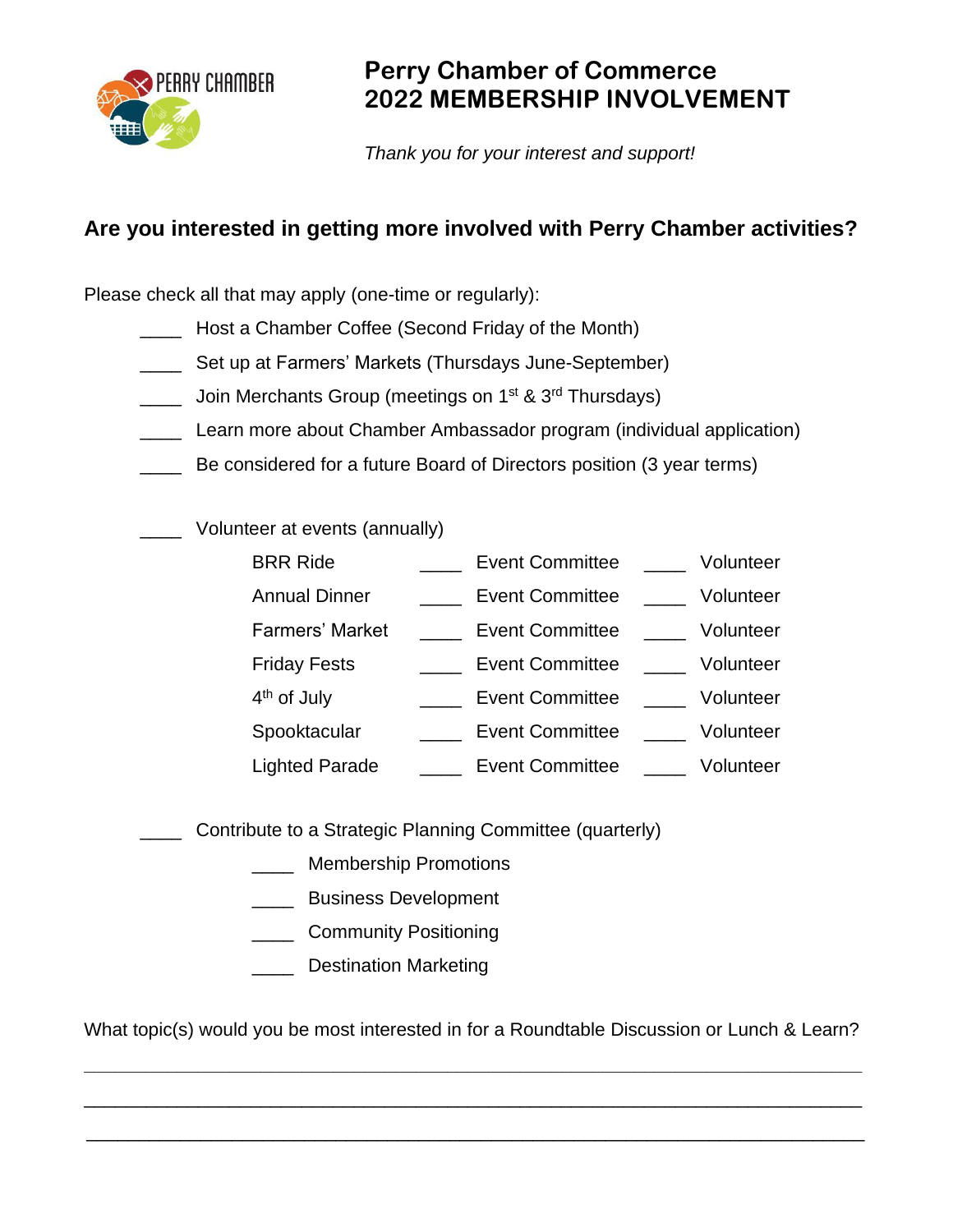# Perry Chamber of Commerce
# 2022 MEMBERSHIP INVOLVEMENT

*Thank you for your interest and support!*

## Are you interested in getting more involved with Perry Chamber activities?

Please check all that may apply (one-time or regularly):

____ Host a Chamber Coffee (Second Friday of the Month)

____ Set up at Farmers' Markets (Thursdays June-September)

____ Join Merchants Group (meetings on 1st & 3rd Thursdays)

____ Learn more about Chamber Ambassador program (individual application)

____ Be considered for a future Board of Directors position (3 year terms)

____ Volunteer at events (annually)

| | | |
|---|---|---|
| BRR Ride | ____ Event Committee | ____ Volunteer |
| Annual Dinner | ____ Event Committee | ____ Volunteer |
| Farmers' Market | ____ Event Committee | ____ Volunteer |
| Friday Fests | ____ Event Committee | ____ Volunteer |
| 4th of July | ____ Event Committee | ____ Volunteer |
| Spooktacular | ____ Event Committee | ____ Volunteer |
| Lighted Parade | ____ Event Committee | ____ Volunteer |

____ Contribute to a Strategic Planning Committee (quarterly)

- ____ Membership Promotions
- ____ Business Development
- ____ Community Positioning
- ____ Destination Marketing

What topic(s) would you be most interested in for a Roundtable Discussion or Lunch & Learn?

______________________________________________________________________________

______________________________________________________________________________

______________________________________________________________________________